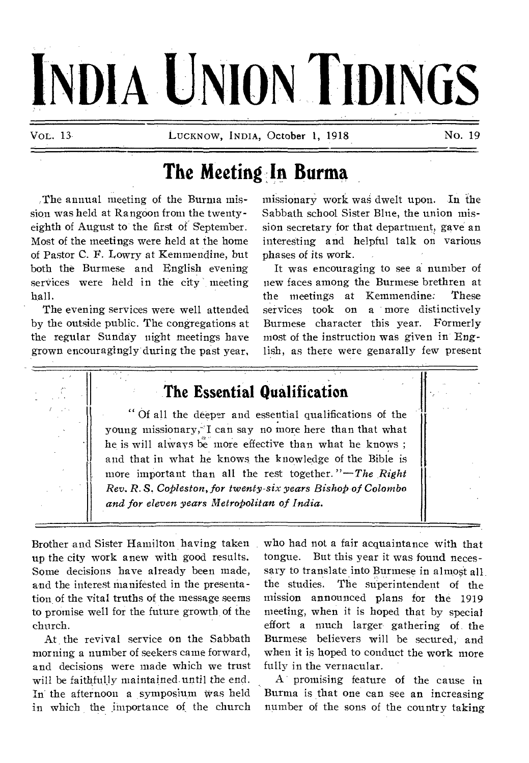# INDIA UNION TIDINGS

VOL. 13 LUCKNOW, INDIA, October 1, 1918 No. 19

## The Meeting In Burma

The annual meeting of the Burma mission was held at Rangoon from the twenty-eighth of August to the first of September. Most of the meetings were held at the home of Pastor C. F. Lowry at Kemmendine, but both the Burmese and English evening services were held in the city meeting hall.

The evening services were well attended by the outside public. The congregations at the regular Sunday night meetings have grown encouragingly during the past year, Brother and Sister Hamilton having taken up the city work anew with good results. Some decisions have already been made, and the interest manifested in the presentation of the vital truths of the message seems to promise well for the future growth of the church.

At the revival service on the Sabbath morning a number of seekers came forward, and decisions were made which we trust will be faithfully maintained until the end. In the afternoon a symposium was held in which the importance of the church missionary work was dwelt upon. In the Sabbath school Sister Blue, the union mission secretary for that department, gave an interesting and helpful talk on various phases of its work.

It was encouraging to see a number of new faces among the Burmese brethren at the meetings at Kemmendine. These services took on a more distinctively Burmese character this year. Formerly most of the instruction was given in English, as there were genarally few present who had not a fair acquaintance with that tongue. But this year it was found necessary to translate into Burmese in almost all the studies. The superintendent of the mission announced plans for the 1919 meeting, when it is hoped that by special effort a much larger gathering of the Burmese believers will be secured, and when it is hoped to conduct the work more fully in the vernacular.

A promising feature of the cause in Burma is that one can see an increasing number of the sons of the country taking

---

### The Essential Qualification

"Of all the deeper and essential qualifications of the young missionary, I can say no more here than that what he is will always be more effective than what he knows; and that in what he knows the knowledge of the Bible is more important than all the rest together."—*The Right Rev. R. S. Copleston, for twenty-six years Bishop of Colombo and for eleven years Metropolitan of India.*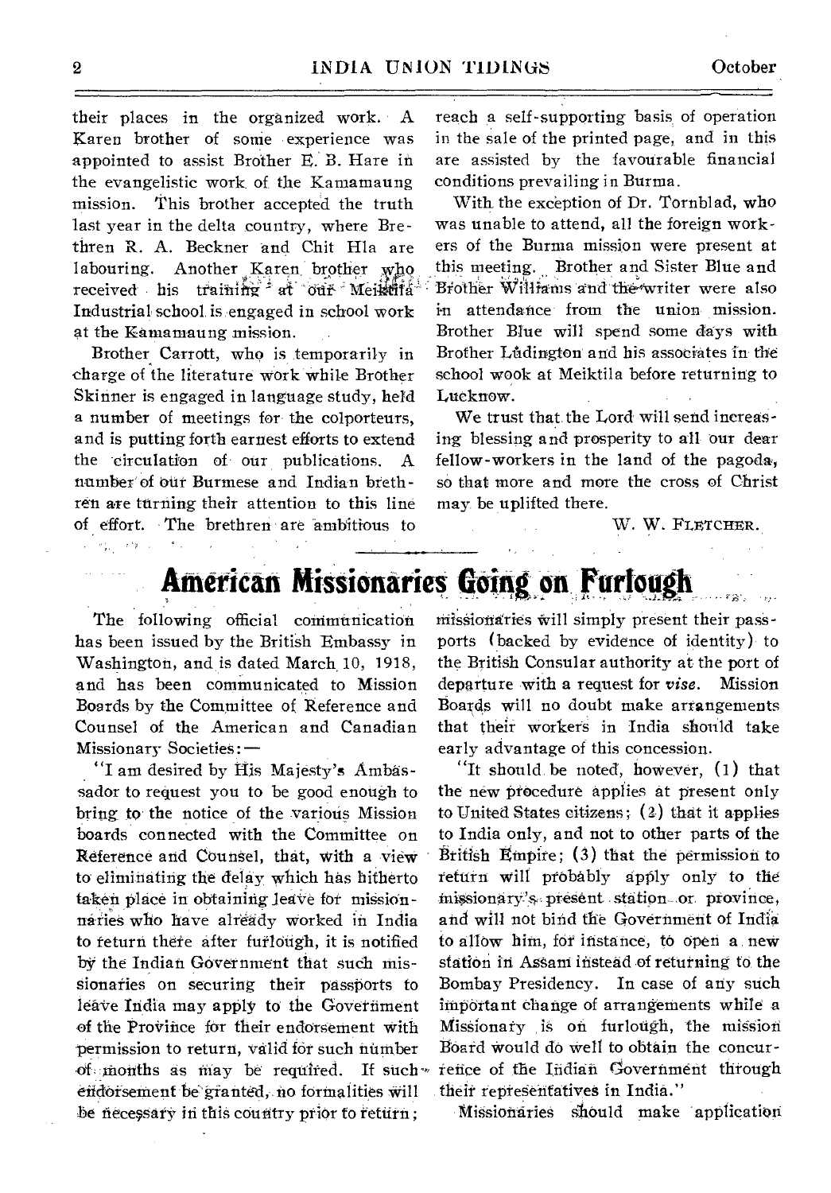their places in the organized work. A Karen brother of some experience was appointed to assist Brother E. B. Hare in the evangelistic work of the Kamamaung mission. This brother accepted the truth last year in the delta country, where Brethren R. A. Beckner and Chit Hla are labouring. Another Karen brother who received his training at our Meiktila Industrial school is engaged in school work at the Kamamaung mission.

Brother Carrott, who is temporarily in charge of the literature work while Brother Skinner is engaged in language study, held a number of meetings for the colporteurs, and is putting forth earnest efforts to extend the circulation of our publications. A number of our Burmese and Indian brethren are turning their attention to this line of effort. The brethren are ambitious to reach a self-supporting basis of operation in the sale of the printed page, and in this are assisted by the favourable financial conditions prevailing in Burma.

With the exception of Dr. Tornblad, who was unable to attend, all the foreign workers of the Burma mission were present at this meeting. Brother and Sister Blue and Brother Williams and the writer were also in attendance from the union mission. Brother Blue will spend some days with Brother Ludington and his associates in the school wook at Meiktila before returning to Lucknow.

We trust that the Lord will send increasing blessing and prosperity to all our dear fellow-workers in the land of the pagoda, so that more and more the cross of Christ may be uplifted there.

W. W. FLETCHER.

# American Missionaries Going on Furlough

The following official communication has been issued by the British Embassy in Washington, and is dated March 10, 1918, and has been communicated to Mission Boards by the Committee of Reference and Counsel of the American and Canadian Missionary Societies:—

"I am desired by His Majesty's Ambassador to request you to be good enough to bring to the notice of the various Mission boards connected with the Committee on Reference and Counsel, that, with a view to eliminating the delay which has hitherto taken place in obtaining leave for missionaries who have already worked in India to return there after furlough, it is notified by the Indian Government that such missionaries on securing their passports to leave India may apply to the Government of the Province for their endorsement with permission to return, valid for such number of months as may be required. If such endorsement be granted, no formalities will be necessary in this country prior to return; missionaries will simply present their passports (backed by evidence of identity) to the British Consular authority at the port of departure with a request for *visa*. Mission Boards will no doubt make arrangements that their workers in India should take early advantage of this concession.

"It should be noted, however, (1) that the new procedure applies at present only to United States citizens; (2) that it applies to India only, and not to other parts of the British Empire; (3) that the permission to return will probably apply only to the missionary's present station or province, and will not bind the Government of India to allow him, for instance, to open a new station in Assam instead of returning to the Bombay Presidency. In case of any such important change of arrangements while a Missionary is on furlough, the mission Board would do well to obtain the concurrence of the Indian Government through their representatives in India."

Missionaries should make application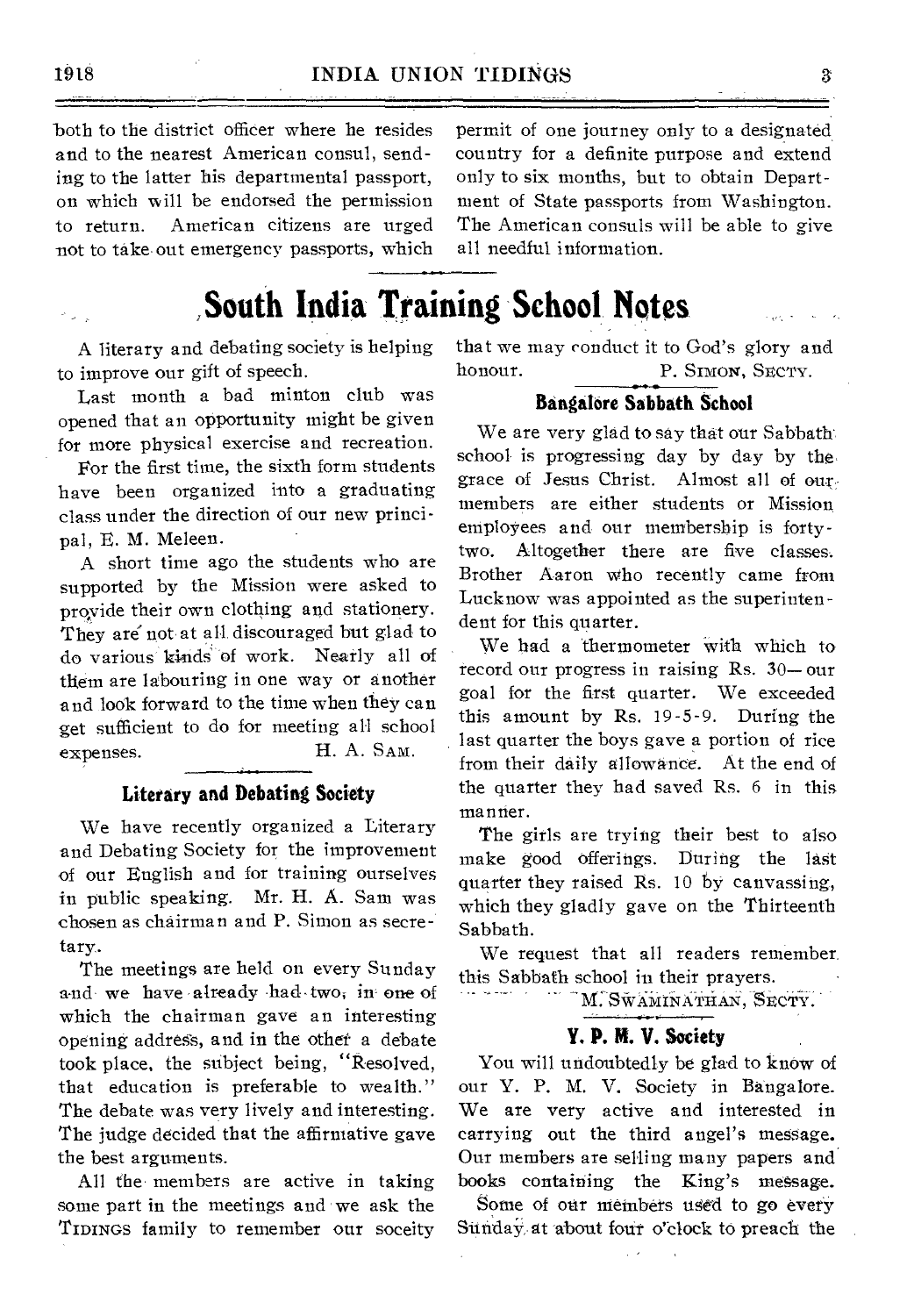both to the district officer where he resides and to the nearest American consul, sending to the latter his departmental passport, on which will be endorsed the permission to return. American citizens are urged not to take out emergency passports, which permit of one journey only to a designated country for a definite purpose and extend only to six months, but to obtain Department of State passports from Washington. The American consuls will be able to give all needful information.

# South India Training School Notes

A literary and debating society is helping to improve our gift of speech.

Last month a bad minton club was opened that an opportunity might be given for more physical exercise and recreation.

For the first time, the sixth form students have been organized into a graduating class under the direction of our new principal, E. M. Meleen.

A short time ago the students who are supported by the Mission were asked to provide their own clothing and stationery. They are not at all discouraged but glad to do various kinds of work. Nearly all of them are labouring in one way or another and look forward to the time when they can get sufficient to do for meeting all school expenses.

H. A. SAM.

### Literary and Debating Society

We have recently organized a Literary and Debating Society for the improvement of our English and for training ourselves in public speaking. Mr. H. A. Sam was chosen as chairman and P. Simon as secretary.

The meetings are held on every Sunday and we have already had two, in one of which the chairman gave an interesting opening address, and in the other a debate took place, the subject being, "Resolved, that education is preferable to wealth." The debate was very lively and interesting. The judge decided that the affirmative gave the best arguments.

All the members are active in taking some part in the meetings and we ask the TIDINGS family to remember our soceity that we may conduct it to God's glory and honour.

P. SIMON, SECTY.

### Bangalore Sabbath School

We are very glad to say that our Sabbath school is progressing day by day by the grace of Jesus Christ. Almost all of our members are either students or Mission employees and our membership is forty-two. Altogether there are five classes. Brother Aaron who recently came from Lucknow was appointed as the superintendent for this quarter.

We had a thermometer with which to record our progress in raising Rs. 30— our goal for the first quarter. We exceeded this amount by Rs. 19-5-9. During the last quarter the boys gave a portion of rice from their daily allowance. At the end of the quarter they had saved Rs. 6 in this manner.

The girls are trying their best to also make good offerings. During the last quarter they raised Rs. 10 by canvassing, which they gladly gave on the Thirteenth Sabbath.

We request that all readers remember this Sabbath school in their prayers.

M. SWAMINATHAN, SECTY.

### Y. P. M. V. Society

You will undoubtedly be glad to know of our Y. P. M. V. Society in Bangalore. We are very active and interested in carrying out the third angel's message. Our members are selling many papers and books containing the King's message.

Some of our members used to go every Sunday at about four o'clock to preach the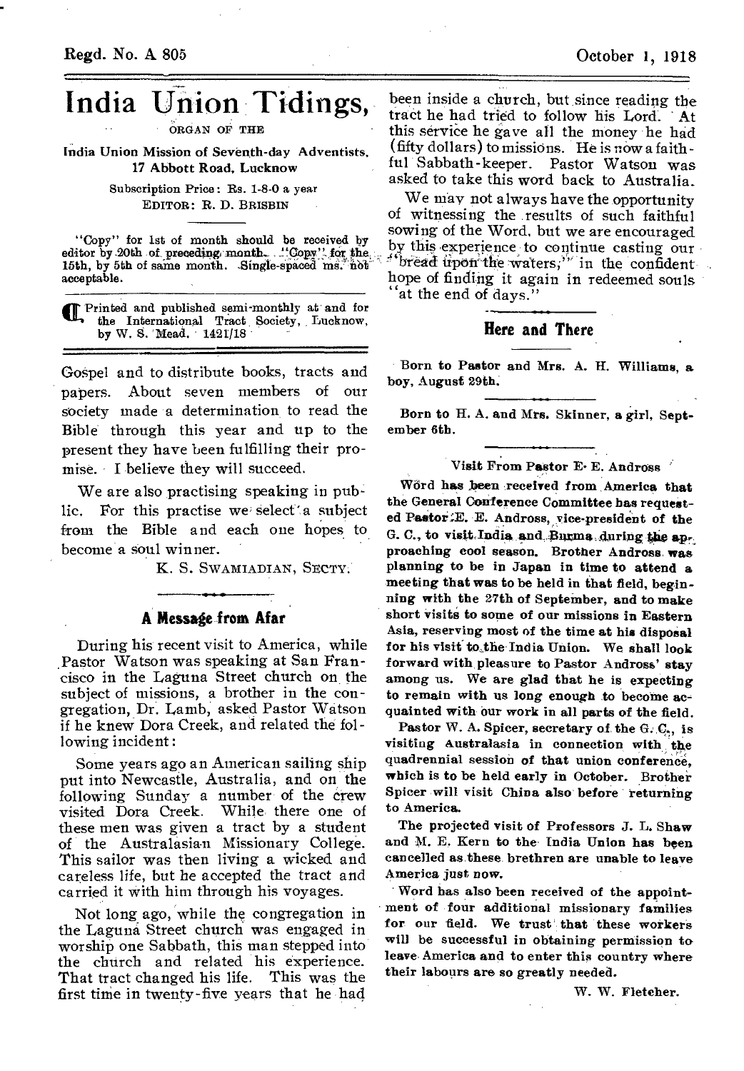Regd. No. A 805

October 1, 1918

# India Union Tidings,

ORGAN OF THE

India Union Mission of Seventh-day Adventists, 17 Abbott Road, Lucknow

Subscription Price: Rs. 1-8-0 a year

EDITOR: R. D. BRISBIN

"Copy" for 1st of month should be received by editor by 20th of preceding month. "Copy" for the 15th, by 5th of same month. Single-spaced ms. not acceptable.

Printed and published semi-monthly at and for the International Tract Society, Lucknow, by W. S. Mead. 1421/18

Gospel and to distribute books, tracts and papers. About seven members of our society made a determination to read the Bible through this year and up to the present they have been fulfilling their promise. I believe they will succeed.

We are also practising speaking in public. For this practise we select a subject from the Bible and each one hopes to become a soul winner.

K. S. SWAMIADIAN, SECTY.

## A Message from Afar

During his recent visit to America, while Pastor Watson was speaking at San Francisco in the Laguna Street church on the subject of missions, a brother in the congregation, Dr. Lamb, asked Pastor Watson if he knew Dora Creek, and related the following incident:

Some years ago an American sailing ship put into Newcastle, Australia, and on the following Sunday a number of the crew visited Dora Creek. While there one of these men was given a tract by a student of the Australasian Missionary College. This sailor was then living a wicked and careless life, but he accepted the tract and carried it with him through his voyages.

Not long ago, while the congregation in the Laguna Street church was engaged in worship one Sabbath, this man stepped into the church and related his experience. That tract changed his life. This was the first time in twenty-five years that he had been inside a church, but since reading the tract he had tried to follow his Lord. At this service he gave all the money he had (fifty dollars) to missions. He is now a faithful Sabbath-keeper. Pastor Watson was asked to take this word back to Australia.

We may not always have the opportunity of witnessing the results of such faithful sowing of the Word, but we are encouraged by this experience to continue casting our "bread upon the waters," in the confident hope of finding it again in redeemed souls "at the end of days."

## Here and There

**Born to Pastor and Mrs. A. H. Williams, a boy, August 29th.**

**Born to H. A. and Mrs. Skinner, a girl, September 6th.**

### Visit From Pastor E. E. Andross

**Word has been received from America that the General Conference Committee has requested Pastor E. E. Andross, vice-president of the G. C., to visit India and Burma during the approaching cool season. Brother Andross was planning to be in Japan in time to attend a meeting that was to be held in that field, beginning with the 27th of September, and to make short visits to some of our missions in Eastern Asia, reserving most of the time at his disposal for his visit to the India Union. We shall look forward with pleasure to Pastor Andross' stay among us. We are glad that he is expecting to remain with us long enough to become acquainted with our work in all parts of the field.**

**Pastor W. A. Spicer, secretary of the G. C., is visiting Australasia in connection with the quadrennial session of that union conference, which is to be held early in October. Brother Spicer will visit China also before returning to America.**

**The projected visit of Professors J. L. Shaw and M. E. Kern to the India Union has been cancelled as these brethren are unable to leave America just now.**

**Word has also been received of the appointment of four additional missionary families for our field. We trust that these workers will be successful in obtaining permission to leave America and to enter this country where their labours are so greatly needed.**

W. W. Fletcher.